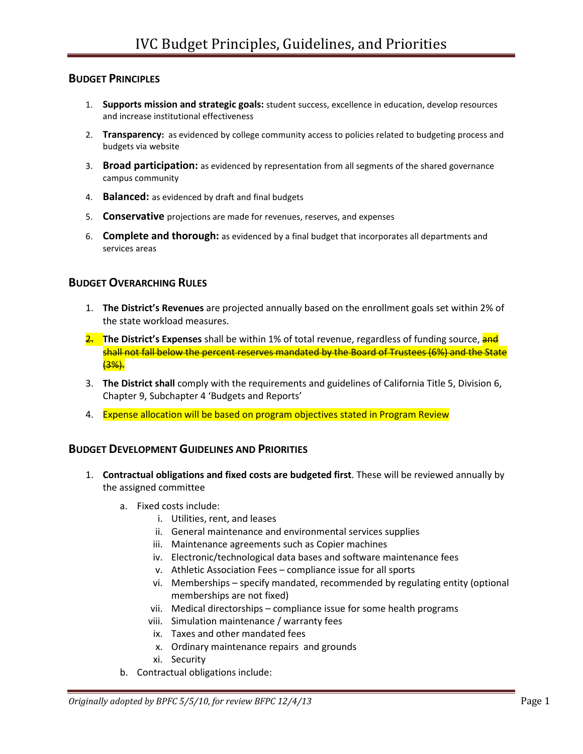# IVC Budget Principles, Guidelines, and Priorities

## Budget Principles

1. **Supports mission and strategic goals:** student success, excellence in education, develop resources and increase institutional effectiveness
2. **Transparency:** as evidenced by college community access to policies related to budgeting process and budgets via website
3. **Broad participation:** as evidenced by representation from all segments of the shared governance campus community
4. **Balanced:** as evidenced by draft and final budgets
5. **Conservative** projections are made for revenues, reserves, and expenses
6. **Complete and thorough:** as evidenced by a final budget that incorporates all departments and services areas

## Budget Overarching Rules

1. **The District's Revenues** are projected annually based on the enrollment goals set within 2% of the state workload measures.
2. **The District's Expenses** shall be within 1% of total revenue, regardless of funding source, ~~and shall not fall below the percent reserves mandated by the Board of Trustees (6%) and the State (3%).~~
3. **The District shall** comply with the requirements and guidelines of California Title 5, Division 6, Chapter 9, Subchapter 4 'Budgets and Reports'
4. Expense allocation will be based on program objectives stated in Program Review

## Budget Development Guidelines and Priorities

1. **Contractual obligations and fixed costs are budgeted first**. These will be reviewed annually by the assigned committee
   a. Fixed costs include:
      i. Utilities, rent, and leases
      ii. General maintenance and environmental services supplies
      iii. Maintenance agreements such as Copier machines
      iv. Electronic/technological data bases and software maintenance fees
      v. Athletic Association Fees – compliance issue for all sports
      vi. Memberships – specify mandated, recommended by regulating entity (optional memberships are not fixed)
      vii. Medical directorships – compliance issue for some health programs
      viii. Simulation maintenance / warranty fees
      ix. Taxes and other mandated fees
      x. Ordinary maintenance repairs and grounds
      xi. Security
   b. Contractual obligations include:

*Originally adopted by BPFC 5/5/10, for review BFPC 12/4/13*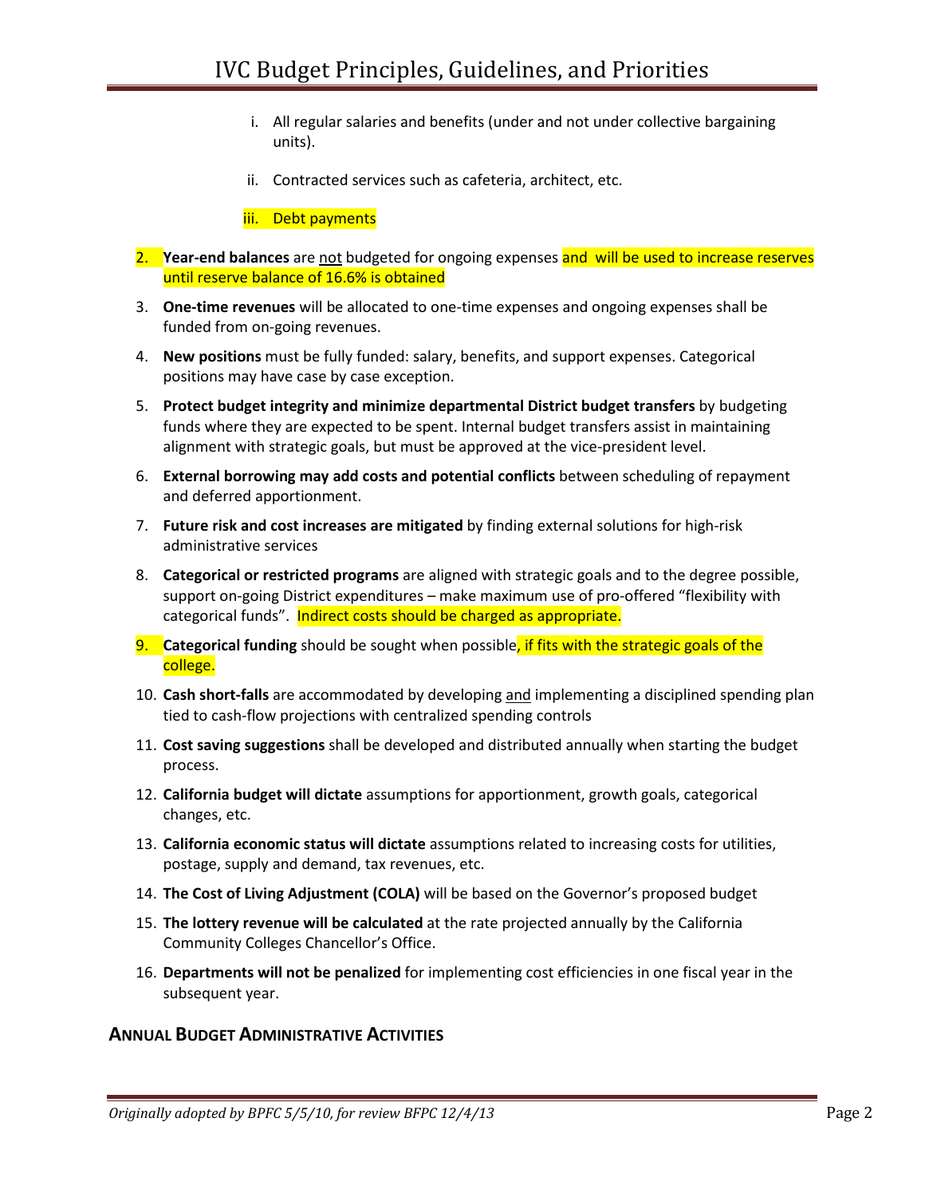i. All regular salaries and benefits (under and not under collective bargaining units).

   ii. Contracted services such as cafeteria, architect, etc.

   iii. Debt payments

2. **Year-end balances** are not budgeted for ongoing expenses and will be used to increase reserves until reserve balance of 16.6% is obtained
3. **One-time revenues** will be allocated to one-time expenses and ongoing expenses shall be funded from on-going revenues.
4. **New positions** must be fully funded: salary, benefits, and support expenses. Categorical positions may have case by case exception.
5. **Protect budget integrity and minimize departmental District budget transfers** by budgeting funds where they are expected to be spent. Internal budget transfers assist in maintaining alignment with strategic goals, but must be approved at the vice-president level.
6. **External borrowing may add costs and potential conflicts** between scheduling of repayment and deferred apportionment.
7. **Future risk and cost increases are mitigated** by finding external solutions for high-risk administrative services
8. **Categorical or restricted programs** are aligned with strategic goals and to the degree possible, support on-going District expenditures – make maximum use of pro-offered "flexibility with categorical funds". Indirect costs should be charged as appropriate.
9. **Categorical funding** should be sought when possible, if fits with the strategic goals of the college.
10. **Cash short-falls** are accommodated by developing and implementing a disciplined spending plan tied to cash-flow projections with centralized spending controls
11. **Cost saving suggestions** shall be developed and distributed annually when starting the budget process.
12. **California budget will dictate** assumptions for apportionment, growth goals, categorical changes, etc.
13. **California economic status will dictate** assumptions related to increasing costs for utilities, postage, supply and demand, tax revenues, etc.
14. **The Cost of Living Adjustment (COLA)** will be based on the Governor's proposed budget
15. **The lottery revenue will be calculated** at the rate projected annually by the California Community Colleges Chancellor's Office.
16. **Departments will not be penalized** for implementing cost efficiencies in one fiscal year in the subsequent year.

## Annual Budget Administrative Activities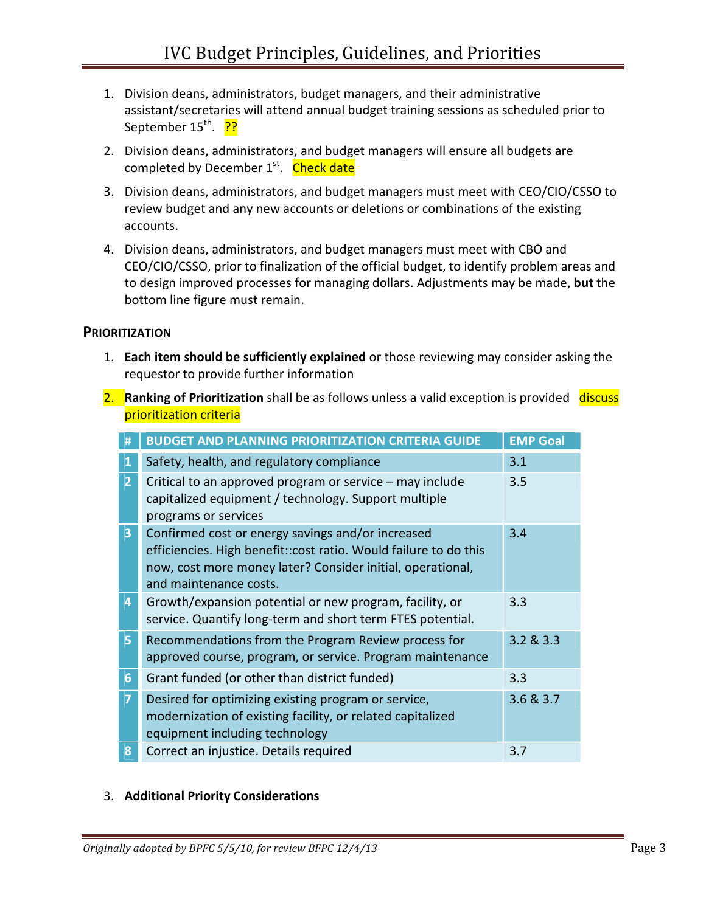1. Division deans, administrators, budget managers, and their administrative assistant/secretaries will attend annual budget training sessions as scheduled prior to September 15th. ??
2. Division deans, administrators, and budget managers will ensure all budgets are completed by December 1st. Check date
3. Division deans, administrators, and budget managers must meet with CEO/CIO/CSSO to review budget and any new accounts or deletions or combinations of the existing accounts.
4. Division deans, administrators, and budget managers must meet with CBO and CEO/CIO/CSSO, prior to finalization of the official budget, to identify problem areas and to design improved processes for managing dollars. Adjustments may be made, **but** the bottom line figure must remain.

## PRIORITIZATION

1. **Each item should be sufficiently explained** or those reviewing may consider asking the requestor to provide further information
2. **Ranking of Prioritization** shall be as follows unless a valid exception is provided discuss prioritization criteria

| # | BUDGET AND PLANNING PRIORITIZATION CRITERIA GUIDE | EMP Goal |
|---|---|---|
| 1 | Safety, health, and regulatory compliance | 3.1 |
| 2 | Critical to an approved program or service – may include capitalized equipment / technology. Support multiple programs or services | 3.5 |
| 3 | Confirmed cost or energy savings and/or increased efficiencies. High benefit::cost ratio. Would failure to do this now, cost more money later? Consider initial, operational, and maintenance costs. | 3.4 |
| 4 | Growth/expansion potential or new program, facility, or service. Quantify long-term and short term FTES potential. | 3.3 |
| 5 | Recommendations from the Program Review process for approved course, program, or service. Program maintenance | 3.2 & 3.3 |
| 6 | Grant funded (or other than district funded) | 3.3 |
| 7 | Desired for optimizing existing program or service, modernization of existing facility, or related capitalized equipment including technology | 3.6 & 3.7 |
| 8 | Correct an injustice. Details required | 3.7 |

3. **Additional Priority Considerations**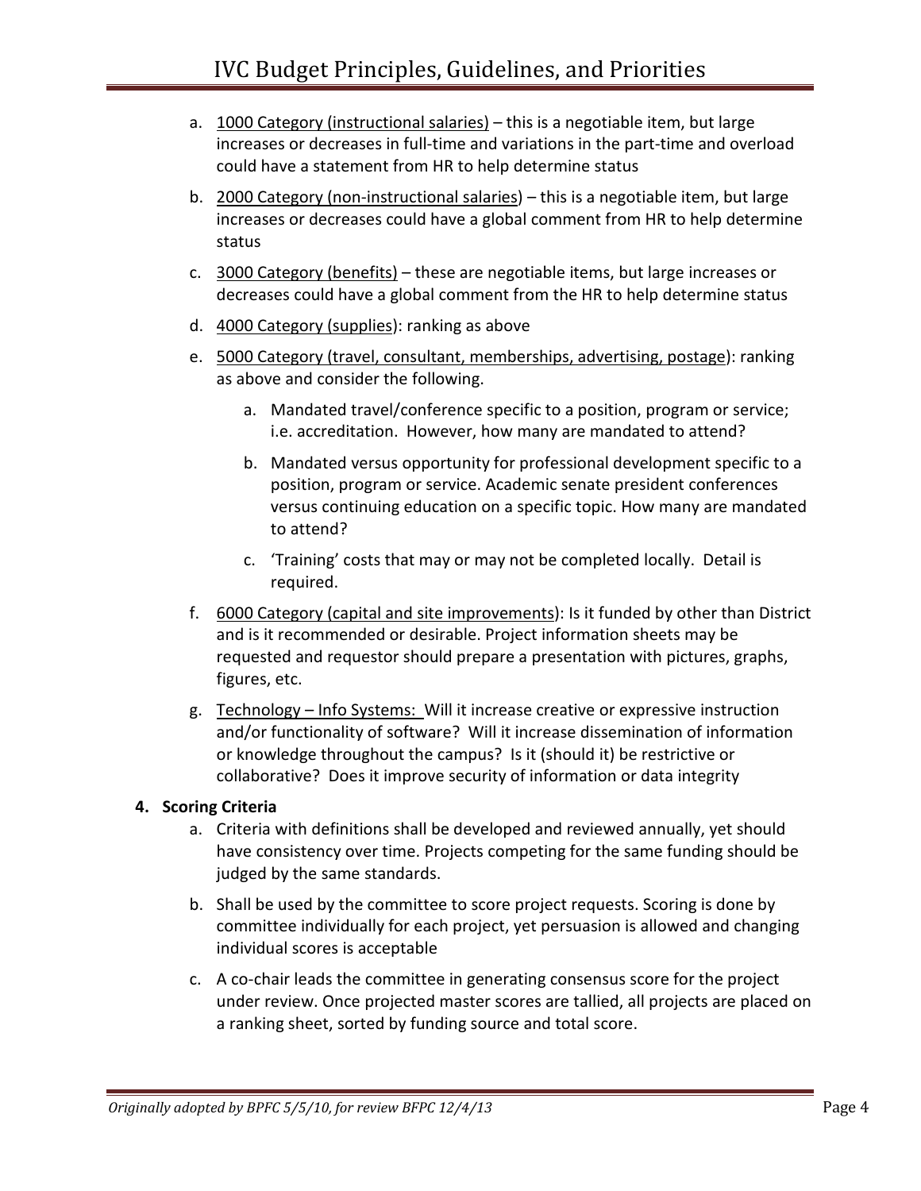a. 1000 Category (instructional salaries) – this is a negotiable item, but large increases or decreases in full-time and variations in the part-time and overload could have a statement from HR to help determine status

b. 2000 Category (non-instructional salaries) – this is a negotiable item, but large increases or decreases could have a global comment from HR to help determine status

c. 3000 Category (benefits) – these are negotiable items, but large increases or decreases could have a global comment from the HR to help determine status

d. 4000 Category (supplies): ranking as above

e. 5000 Category (travel, consultant, memberships, advertising, postage): ranking as above and consider the following.

   a. Mandated travel/conference specific to a position, program or service; i.e. accreditation. However, how many are mandated to attend?

   b. Mandated versus opportunity for professional development specific to a position, program or service. Academic senate president conferences versus continuing education on a specific topic. How many are mandated to attend?

   c. 'Training' costs that may or may not be completed locally. Detail is required.

f. 6000 Category (capital and site improvements): Is it funded by other than District and is it recommended or desirable. Project information sheets may be requested and requestor should prepare a presentation with pictures, graphs, figures, etc.

g. Technology – Info Systems: Will it increase creative or expressive instruction and/or functionality of software? Will it increase dissemination of information or knowledge throughout the campus? Is it (should it) be restrictive or collaborative? Does it improve security of information or data integrity

**4. Scoring Criteria**

a. Criteria with definitions shall be developed and reviewed annually, yet should have consistency over time. Projects competing for the same funding should be judged by the same standards.

b. Shall be used by the committee to score project requests. Scoring is done by committee individually for each project, yet persuasion is allowed and changing individual scores is acceptable

c. A co-chair leads the committee in generating consensus score for the project under review. Once projected master scores are tallied, all projects are placed on a ranking sheet, sorted by funding source and total score.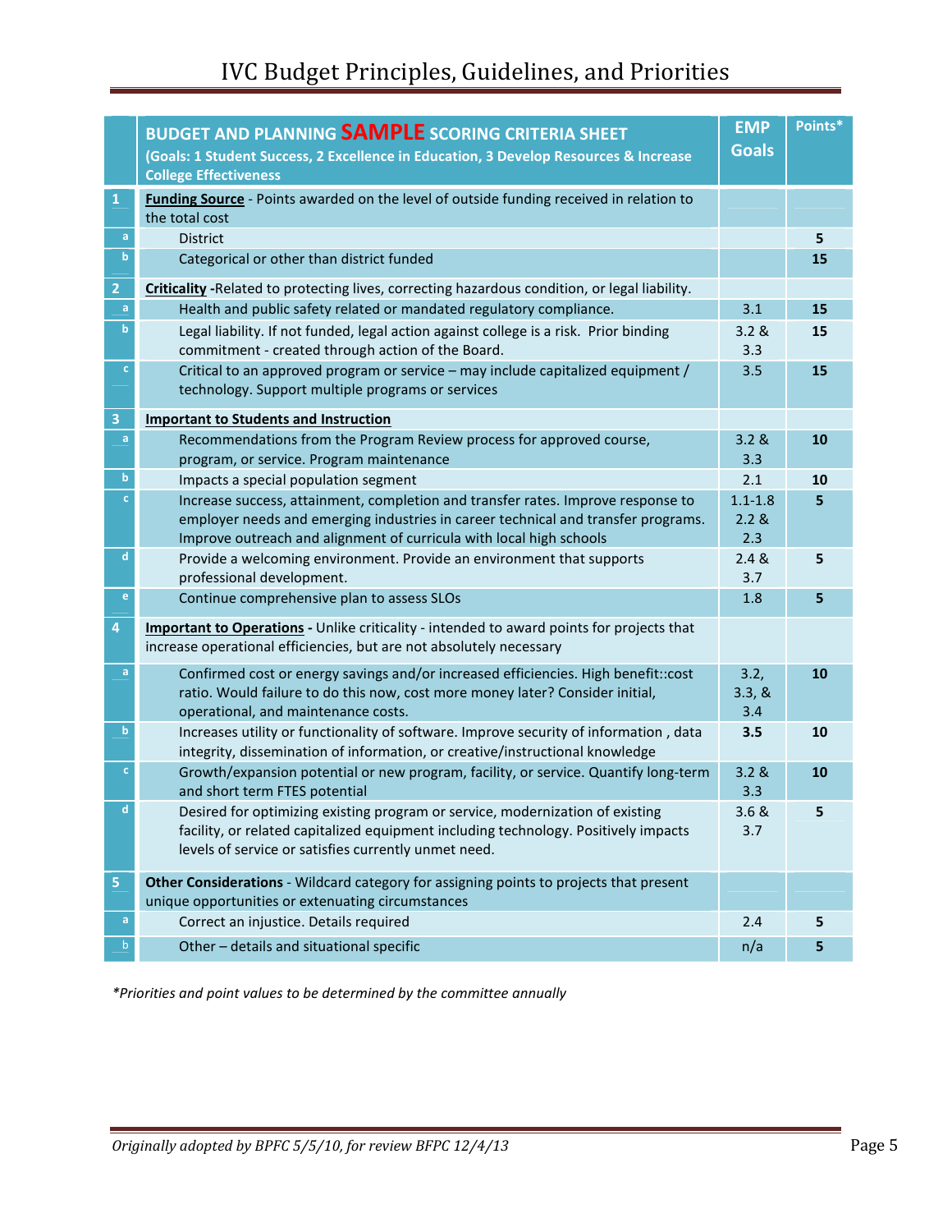# IVC Budget Principles, Guidelines, and Priorities

| | **BUDGET AND PLANNING SAMPLE SCORING CRITERIA SHEET** (Goals: 1 Student Success, 2 Excellence in Education, 3 Develop Resources & Increase College Effectiveness | **EMP Goals** | **Points*** |
|---|---|---|---|
| **1** | **Funding Source** - Points awarded on the level of outside funding received in relation to the total cost | | |
| a | District | | **5** |
| b | Categorical or other than district funded | | **15** |
| **2** | **Criticality** -Related to protecting lives, correcting hazardous condition, or legal liability. | | |
| a | Health and public safety related or mandated regulatory compliance. | 3.1 | **15** |
| b | Legal liability. If not funded, legal action against college is a risk. Prior binding commitment - created through action of the Board. | 3.2 & 3.3 | **15** |
| c | Critical to an approved program or service – may include capitalized equipment / technology. Support multiple programs or services | 3.5 | **15** |
| **3** | **Important to Students and Instruction** | | |
| a | Recommendations from the Program Review process for approved course, program, or service. Program maintenance | 3.2 & 3.3 | **10** |
| b | Impacts a special population segment | 2.1 | **10** |
| c | Increase success, attainment, completion and transfer rates. Improve response to employer needs and emerging industries in career technical and transfer programs. Improve outreach and alignment of curricula with local high schools | 1.1-1.8 2.2 & 2.3 | **5** |
| d | Provide a welcoming environment. Provide an environment that supports professional development. | 2.4 & 3.7 | **5** |
| e | Continue comprehensive plan to assess SLOs | 1.8 | **5** |
| **4** | **Important to Operations** - Unlike criticality - intended to award points for projects that increase operational efficiencies, but are not absolutely necessary | | |
| a | Confirmed cost or energy savings and/or increased efficiencies. High benefit::cost ratio. Would failure to do this now, cost more money later? Consider initial, operational, and maintenance costs. | 3.2, 3.3, & 3.4 | **10** |
| b | Increases utility or functionality of software. Improve security of information , data integrity, dissemination of information, or creative/instructional knowledge | **3.5** | **10** |
| c | Growth/expansion potential or new program, facility, or service. Quantify long-term and short term FTES potential | 3.2 & 3.3 | **10** |
| d | Desired for optimizing existing program or service, modernization of existing facility, or related capitalized equipment including technology. Positively impacts levels of service or satisfies currently unmet need. | 3.6 & 3.7 | **5** |
| **5** | **Other Considerations** - Wildcard category for assigning points to projects that present unique opportunities or extenuating circumstances | | |
| a | Correct an injustice. Details required | 2.4 | **5** |
| b | Other – details and situational specific | n/a | **5** |

*Priorities and point values to be determined by the committee annually*

*Originally adopted by BPFC 5/5/10, for review BPFC 12/4/13*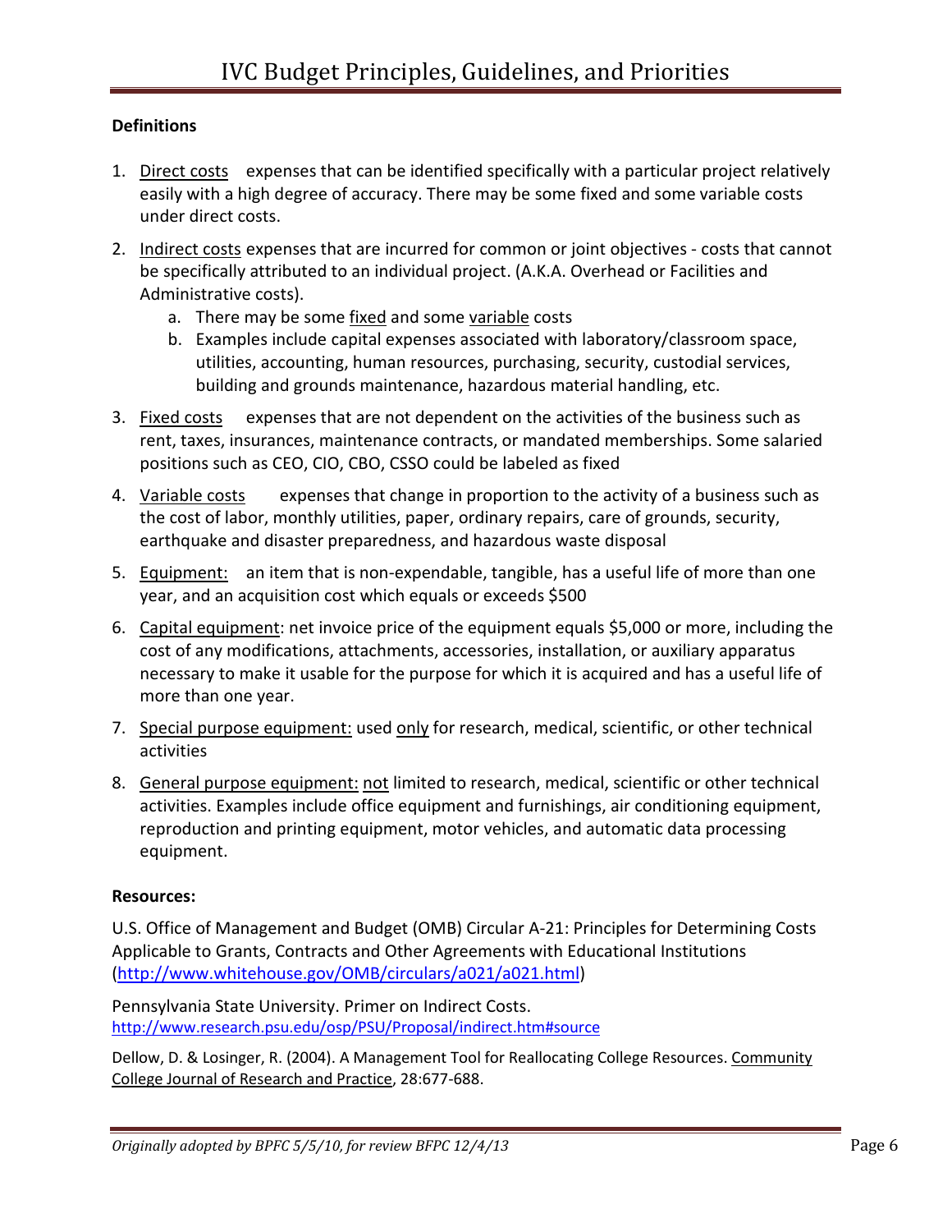**Definitions**

1. Direct costs expenses that can be identified specifically with a particular project relatively easily with a high degree of accuracy. There may be some fixed and some variable costs under direct costs.
2. Indirect costs expenses that are incurred for common or joint objectives - costs that cannot be specifically attributed to an individual project. (A.K.A. Overhead or Facilities and Administrative costs).
   a. There may be some fixed and some variable costs
   b. Examples include capital expenses associated with laboratory/classroom space, utilities, accounting, human resources, purchasing, security, custodial services, building and grounds maintenance, hazardous material handling, etc.
3. Fixed costs expenses that are not dependent on the activities of the business such as rent, taxes, insurances, maintenance contracts, or mandated memberships. Some salaried positions such as CEO, CIO, CBO, CSSO could be labeled as fixed
4. Variable costs expenses that change in proportion to the activity of a business such as the cost of labor, monthly utilities, paper, ordinary repairs, care of grounds, security, earthquake and disaster preparedness, and hazardous waste disposal
5. Equipment: an item that is non-expendable, tangible, has a useful life of more than one year, and an acquisition cost which equals or exceeds $500
6. Capital equipment: net invoice price of the equipment equals $5,000 or more, including the cost of any modifications, attachments, accessories, installation, or auxiliary apparatus necessary to make it usable for the purpose for which it is acquired and has a useful life of more than one year.
7. Special purpose equipment: used only for research, medical, scientific, or other technical activities
8. General purpose equipment: not limited to research, medical, scientific or other technical activities. Examples include office equipment and furnishings, air conditioning equipment, reproduction and printing equipment, motor vehicles, and automatic data processing equipment.

**Resources:**

U.S. Office of Management and Budget (OMB) Circular A-21: Principles for Determining Costs Applicable to Grants, Contracts and Other Agreements with Educational Institutions (http://www.whitehouse.gov/OMB/circulars/a021/a021.html)

Pennsylvania State University. Primer on Indirect Costs. http://www.research.psu.edu/osp/PSU/Proposal/indirect.htm#source

Dellow, D. & Losinger, R. (2004). A Management Tool for Reallocating College Resources. Community College Journal of Research and Practice, 28:677-688.

*Originally adopted by BPFC 5/5/10, for review BFPC 12/4/13*